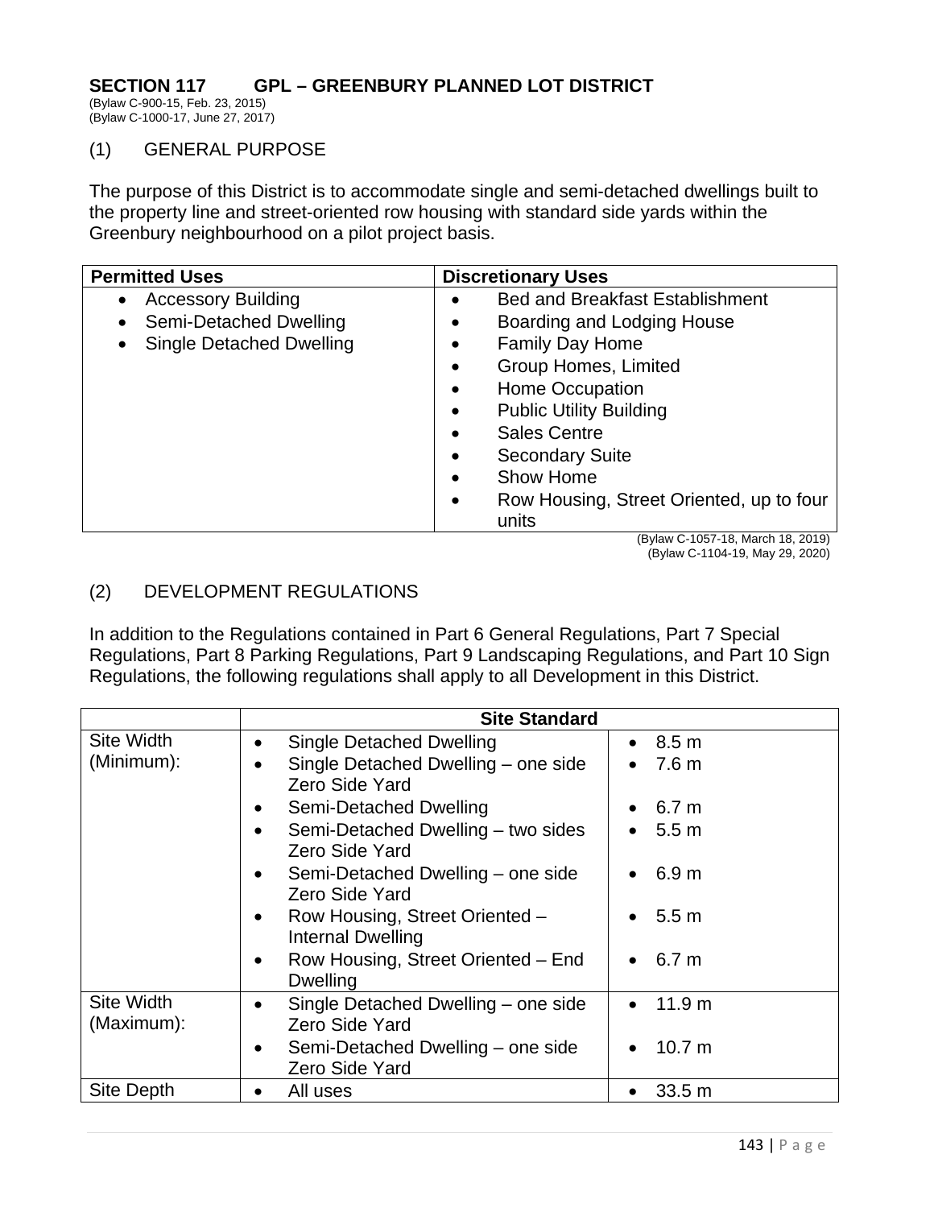## SECTION 117 GPL – GREENBURY PLANNED LOT DISTRICT

(Bylaw C-900-15, Feb. 23, 2015)
(Bylaw C-1000-17, June 27, 2017)

### (1) GENERAL PURPOSE

The purpose of this District is to accommodate single and semi-detached dwellings built to the property line and street-oriented row housing with standard side yards within the Greenbury neighbourhood on a pilot project basis.

| Permitted Uses | Discretionary Uses |
|---|---|
| • Accessory Building<br>• Semi-Detached Dwelling<br>• Single Detached Dwelling | • Bed and Breakfast Establishment<br>• Boarding and Lodging House<br>• Family Day Home<br>• Group Homes, Limited<br>• Home Occupation<br>• Public Utility Building<br>• Sales Centre<br>• Secondary Suite<br>• Show Home<br>• Row Housing, Street Oriented, up to four units |

(Bylaw C-1057-18, March 18, 2019)
(Bylaw C-1104-19, May 29, 2020)

### (2) DEVELOPMENT REGULATIONS

In addition to the Regulations contained in Part 6 General Regulations, Part 7 Special Regulations, Part 8 Parking Regulations, Part 9 Landscaping Regulations, and Part 10 Sign Regulations, the following regulations shall apply to all Development in this District.

| | Site Standard | |
|---|---|---|
| Site Width (Minimum): | • Single Detached Dwelling<br>• Single Detached Dwelling – one side Zero Side Yard<br>• Semi-Detached Dwelling<br>• Semi-Detached Dwelling – two sides Zero Side Yard<br>• Semi-Detached Dwelling – one side Zero Side Yard<br>• Row Housing, Street Oriented – Internal Dwelling<br>• Row Housing, Street Oriented – End Dwelling | • 8.5 m<br>• 7.6 m<br>• 6.7 m<br>• 5.5 m<br>• 6.9 m<br>• 5.5 m<br>• 6.7 m |
| Site Width (Maximum): | • Single Detached Dwelling – one side Zero Side Yard<br>• Semi-Detached Dwelling – one side Zero Side Yard | • 11.9 m<br>• 10.7 m |
| Site Depth | • All uses | • 33.5 m |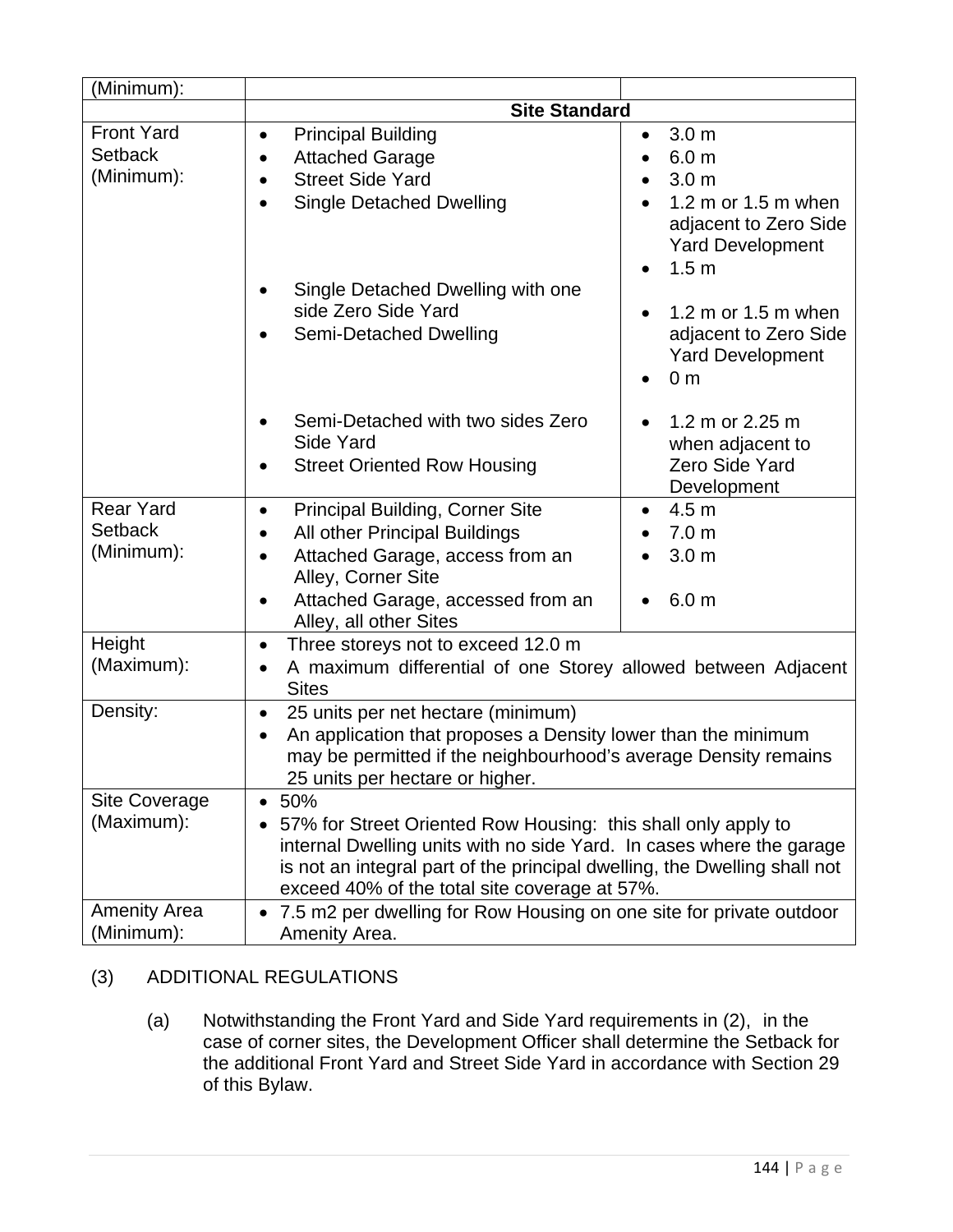| (Minimum): | | |
|---|---|---|
| | **Site Standard** | |
| Front Yard Setback (Minimum): | • Principal Building<br>• Attached Garage<br>• Street Side Yard<br>• Single Detached Dwelling<br><br>• Single Detached Dwelling with one side Zero Side Yard<br>• Semi-Detached Dwelling<br><br>• Semi-Detached with two sides Zero Side Yard<br>• Street Oriented Row Housing | • 3.0 m<br>• 6.0 m<br>• 3.0 m<br>• 1.2 m or 1.5 m when adjacent to Zero Side Yard Development<br>• 1.5 m<br><br>• 1.2 m or 1.5 m when adjacent to Zero Side Yard Development<br>• 0 m<br><br>• 1.2 m or 2.25 m when adjacent to Zero Side Yard Development |
| Rear Yard Setback (Minimum): | • Principal Building, Corner Site<br>• All other Principal Buildings<br>• Attached Garage, access from an Alley, Corner Site<br>• Attached Garage, accessed from an Alley, all other Sites | • 4.5 m<br>• 7.0 m<br>• 3.0 m<br><br>• 6.0 m |
| Height (Maximum): | • Three storeys not to exceed 12.0 m<br>• A maximum differential of one Storey allowed between Adjacent Sites | |
| Density: | • 25 units per net hectare (minimum)<br>• An application that proposes a Density lower than the minimum may be permitted if the neighbourhood's average Density remains 25 units per hectare or higher. | |
| Site Coverage (Maximum): | • 50%<br>• 57% for Street Oriented Row Housing: this shall only apply to internal Dwelling units with no side Yard. In cases where the garage is not an integral part of the principal dwelling, the Dwelling shall not exceed 40% of the total site coverage at 57%. | |
| Amenity Area (Minimum): | • 7.5 m2 per dwelling for Row Housing on one site for private outdoor Amenity Area. | |

(3) ADDITIONAL REGULATIONS

(a) Notwithstanding the Front Yard and Side Yard requirements in (2), in the case of corner sites, the Development Officer shall determine the Setback for the additional Front Yard and Street Side Yard in accordance with Section 29 of this Bylaw.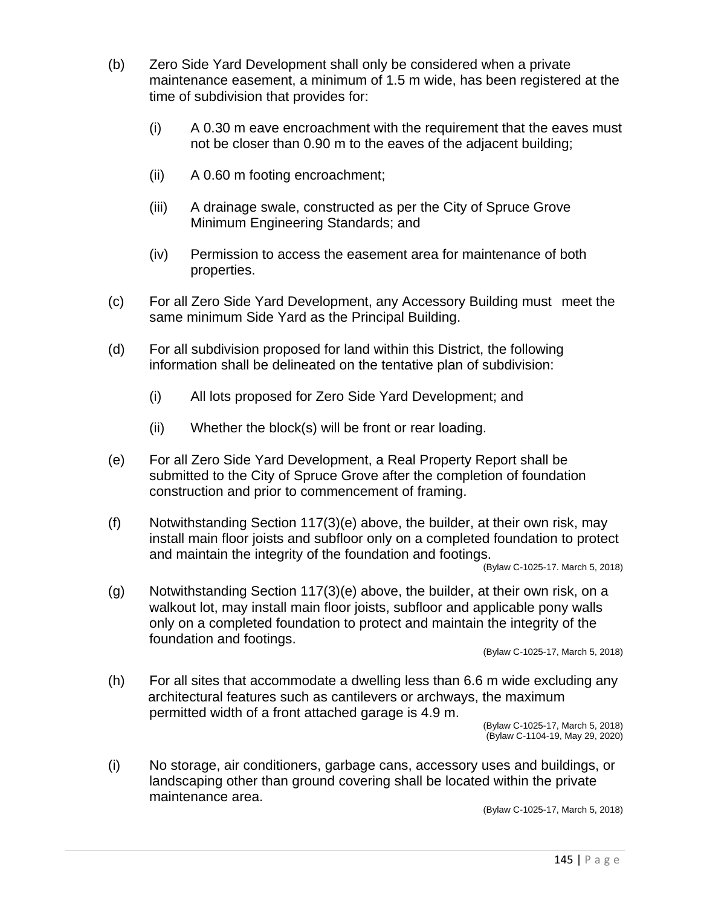(b) Zero Side Yard Development shall only be considered when a private maintenance easement, a minimum of 1.5 m wide, has been registered at the time of subdivision that provides for:

  (i) A 0.30 m eave encroachment with the requirement that the eaves must not be closer than 0.90 m to the eaves of the adjacent building;

  (ii) A 0.60 m footing encroachment;

  (iii) A drainage swale, constructed as per the City of Spruce Grove Minimum Engineering Standards; and

  (iv) Permission to access the easement area for maintenance of both properties.

(c) For all Zero Side Yard Development, any Accessory Building must meet the same minimum Side Yard as the Principal Building.

(d) For all subdivision proposed for land within this District, the following information shall be delineated on the tentative plan of subdivision:

  (i) All lots proposed for Zero Side Yard Development; and

  (ii) Whether the block(s) will be front or rear loading.

(e) For all Zero Side Yard Development, a Real Property Report shall be submitted to the City of Spruce Grove after the completion of foundation construction and prior to commencement of framing.

(f) Notwithstanding Section 117(3)(e) above, the builder, at their own risk, may install main floor joists and subfloor only on a completed foundation to protect and maintain the integrity of the foundation and footings.

(Bylaw C-1025-17. March 5, 2018)

(g) Notwithstanding Section 117(3)(e) above, the builder, at their own risk, on a walkout lot, may install main floor joists, subfloor and applicable pony walls only on a completed foundation to protect and maintain the integrity of the foundation and footings.

(Bylaw C-1025-17, March 5, 2018)

(h) For all sites that accommodate a dwelling less than 6.6 m wide excluding any architectural features such as cantilevers or archways, the maximum permitted width of a front attached garage is 4.9 m.

(Bylaw C-1025-17, March 5, 2018)
(Bylaw C-1104-19, May 29, 2020)

(i) No storage, air conditioners, garbage cans, accessory uses and buildings, or landscaping other than ground covering shall be located within the private maintenance area.

(Bylaw C-1025-17, March 5, 2018)